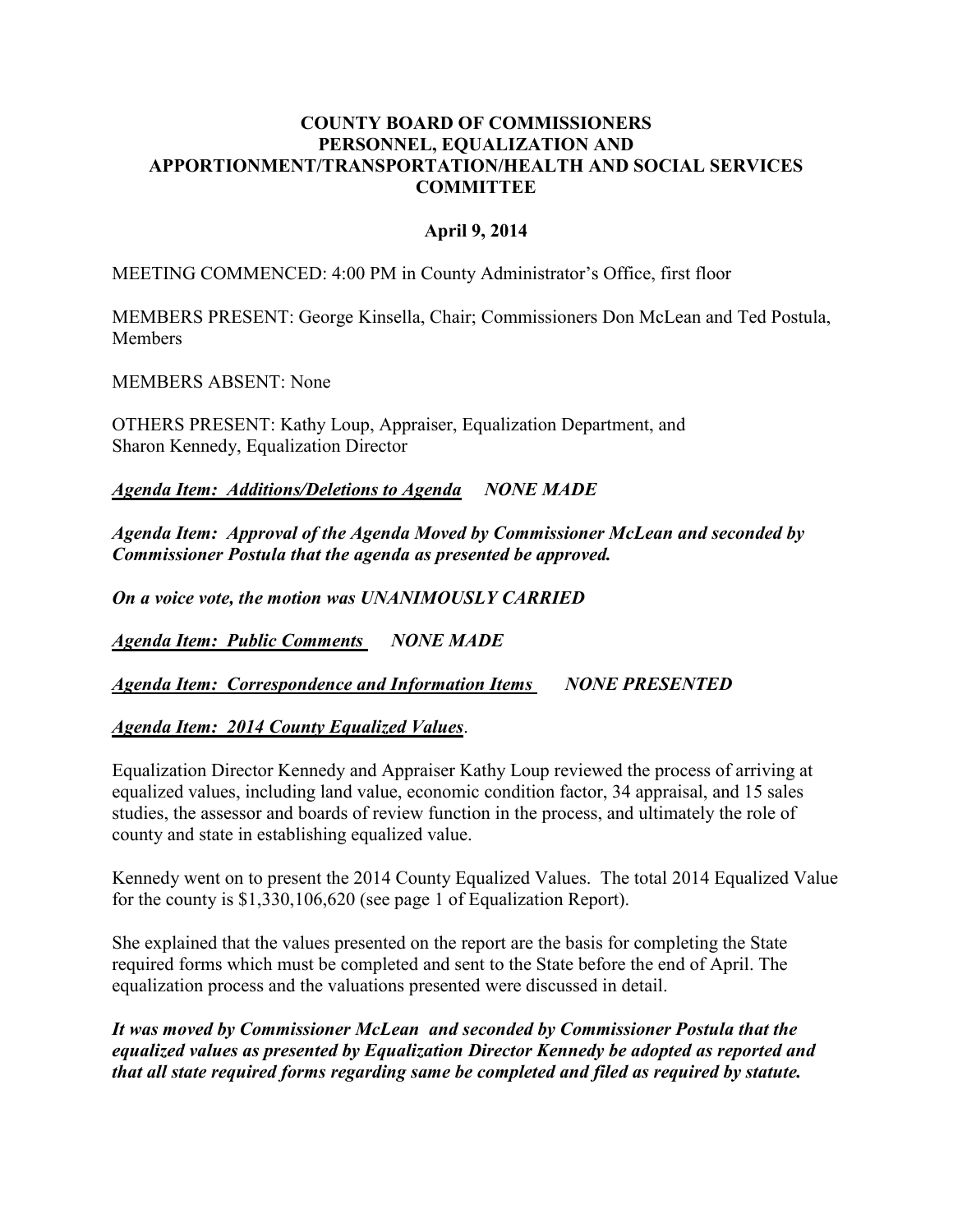# COUNTY BOARD OF COMMISSIONERS PERSONNEL, EQUALIZATION AND APPORTIONMENT/TRANSPORTATION/HEALTH AND SOCIAL SERVICES COMMITTEE

**April 9, 2014**

MEETING COMMENCED: 4:00 PM in County Administrator's Office, first floor

MEMBERS PRESENT: George Kinsella, Chair; Commissioners Don McLean and Ted Postula, Members

MEMBERS ABSENT: None

OTHERS PRESENT: Kathy Loup, Appraiser, Equalization Department, and Sharon Kennedy, Equalization Director

***Agenda Item: Additions/Deletions to Agenda*** ***NONE MADE***

***Agenda Item: Approval of the Agenda Moved by Commissioner McLean and seconded by Commissioner Postula that the agenda as presented be approved.***

***On a voice vote, the motion was UNANIMOUSLY CARRIED***

***Agenda Item: Public Comments*** ***NONE MADE***

***Agenda Item: Correspondence and Information Items*** ***NONE PRESENTED***

***Agenda Item: 2014 County Equalized Values***.

Equalization Director Kennedy and Appraiser Kathy Loup reviewed the process of arriving at equalized values, including land value, economic condition factor, 34 appraisal, and 15 sales studies, the assessor and boards of review function in the process, and ultimately the role of county and state in establishing equalized value.

Kennedy went on to present the 2014 County Equalized Values. The total 2014 Equalized Value for the county is $1,330,106,620 (see page 1 of Equalization Report).

She explained that the values presented on the report are the basis for completing the State required forms which must be completed and sent to the State before the end of April. The equalization process and the valuations presented were discussed in detail.

***It was moved by Commissioner McLean and seconded by Commissioner Postula that the equalized values as presented by Equalization Director Kennedy be adopted as reported and that all state required forms regarding same be completed and filed as required by statute.***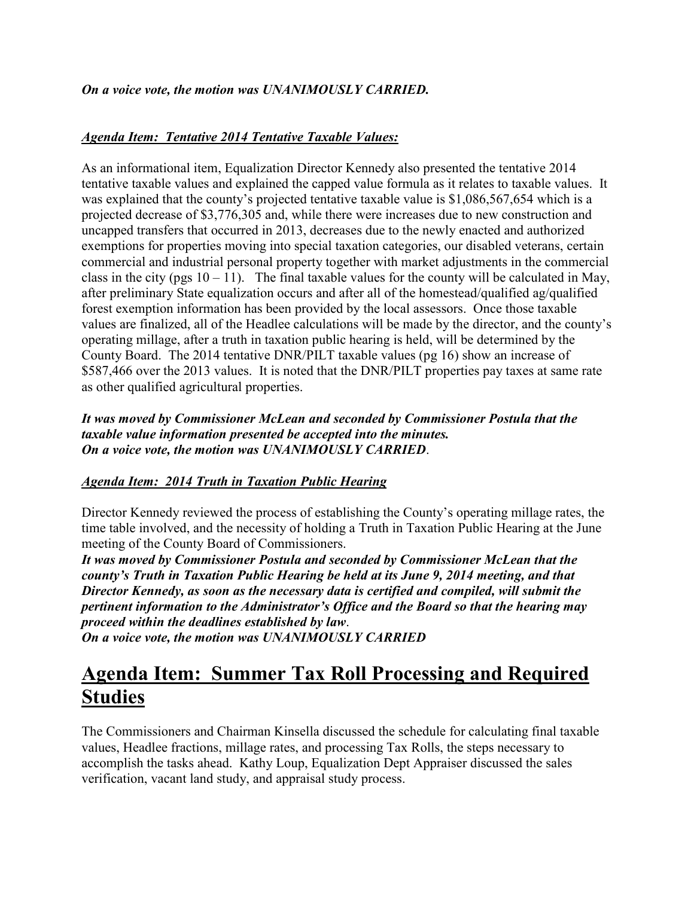***On a voice vote, the motion was UNANIMOUSLY CARRIED.***

***Agenda Item: Tentative 2014 Tentative Taxable Values:***

As an informational item, Equalization Director Kennedy also presented the tentative 2014 tentative taxable values and explained the capped value formula as it relates to taxable values. It was explained that the county's projected tentative taxable value is $1,086,567,654 which is a projected decrease of $3,776,305 and, while there were increases due to new construction and uncapped transfers that occurred in 2013, decreases due to the newly enacted and authorized exemptions for properties moving into special taxation categories, our disabled veterans, certain commercial and industrial personal property together with market adjustments in the commercial class in the city (pgs 10 – 11). The final taxable values for the county will be calculated in May, after preliminary State equalization occurs and after all of the homestead/qualified ag/qualified forest exemption information has been provided by the local assessors. Once those taxable values are finalized, all of the Headlee calculations will be made by the director, and the county's operating millage, after a truth in taxation public hearing is held, will be determined by the County Board. The 2014 tentative DNR/PILT taxable values (pg 16) show an increase of $587,466 over the 2013 values. It is noted that the DNR/PILT properties pay taxes at same rate as other qualified agricultural properties.

***It was moved by Commissioner McLean and seconded by Commissioner Postula that the taxable value information presented be accepted into the minutes.***
***On a voice vote, the motion was UNANIMOUSLY CARRIED.***

***Agenda Item: 2014 Truth in Taxation Public Hearing***

Director Kennedy reviewed the process of establishing the County's operating millage rates, the time table involved, and the necessity of holding a Truth in Taxation Public Hearing at the June meeting of the County Board of Commissioners.

***It was moved by Commissioner Postula and seconded by Commissioner McLean that the county's Truth in Taxation Public Hearing be held at its June 9, 2014 meeting, and that Director Kennedy, as soon as the necessary data is certified and compiled, will submit the pertinent information to the Administrator's Office and the Board so that the hearing may proceed within the deadlines established by law.***
***On a voice vote, the motion was UNANIMOUSLY CARRIED***

# Agenda Item: Summer Tax Roll Processing and Required Studies

The Commissioners and Chairman Kinsella discussed the schedule for calculating final taxable values, Headlee fractions, millage rates, and processing Tax Rolls, the steps necessary to accomplish the tasks ahead. Kathy Loup, Equalization Dept Appraiser discussed the sales verification, vacant land study, and appraisal study process.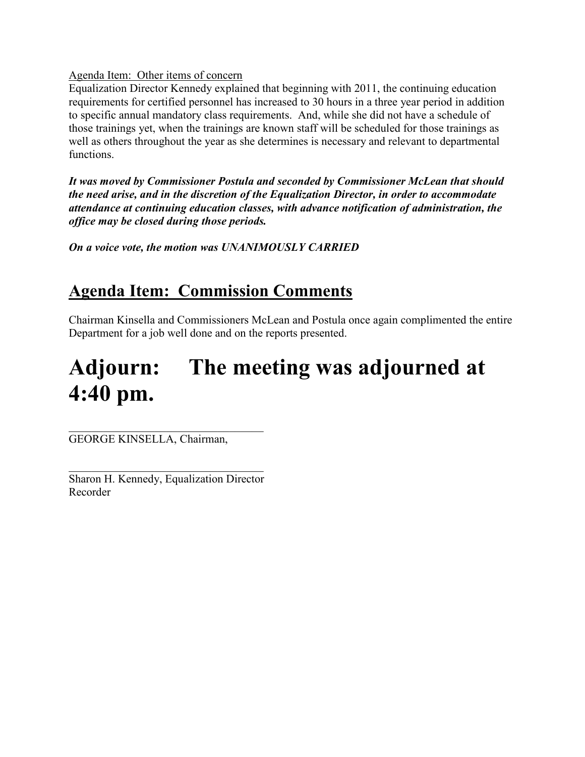Agenda Item: Other items of concern

Equalization Director Kennedy explained that beginning with 2011, the continuing education requirements for certified personnel has increased to 30 hours in a three year period in addition to specific annual mandatory class requirements. And, while she did not have a schedule of those trainings yet, when the trainings are known staff will be scheduled for those trainings as well as others throughout the year as she determines is necessary and relevant to departmental functions.

***It was moved by Commissioner Postula and seconded by Commissioner McLean that should the need arise, and in the discretion of the Equalization Director, in order to accommodate attendance at continuing education classes, with advance notification of administration, the office may be closed during those periods.***

***On a voice vote, the motion was UNANIMOUSLY CARRIED***

## Agenda Item: Commission Comments

Chairman Kinsella and Commissioners McLean and Postula once again complimented the entire Department for a job well done and on the reports presented.

# Adjourn: The meeting was adjourned at 4:40 pm.

\_\_\_\_\_\_\_\_\_\_\_\_\_\_\_\_\_\_\_\_\_\_\_\_\_\_\_\_\_\_\_\_\_\_
GEORGE KINSELLA, Chairman,

\_\_\_\_\_\_\_\_\_\_\_\_\_\_\_\_\_\_\_\_\_\_\_\_\_\_\_\_\_\_\_\_\_\_
Sharon H. Kennedy, Equalization Director
Recorder